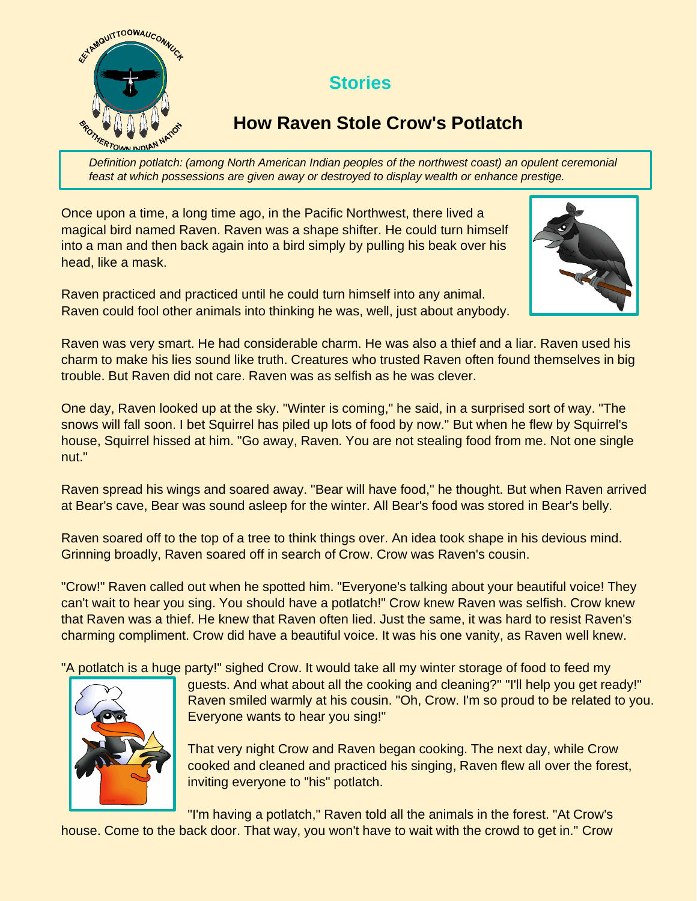## Stories

# How Raven Stole Crow's Potlatch

*Definition potlatch: (among North American Indian peoples of the northwest coast) an opulent ceremonial feast at which possessions are given away or destroyed to display wealth or enhance prestige.*

Once upon a time, a long time ago, in the Pacific Northwest, there lived a magical bird named Raven. Raven was a shape shifter. He could turn himself into a man and then back again into a bird simply by pulling his beak over his head, like a mask.

Raven practiced and practiced until he could turn himself into any animal. Raven could fool other animals into thinking he was, well, just about anybody.

Raven was very smart. He had considerable charm. He was also a thief and a liar. Raven used his charm to make his lies sound like truth. Creatures who trusted Raven often found themselves in big trouble. But Raven did not care. Raven was as selfish as he was clever.

One day, Raven looked up at the sky. "Winter is coming," he said, in a surprised sort of way. "The snows will fall soon. I bet Squirrel has piled up lots of food by now." But when he flew by Squirrel's house, Squirrel hissed at him. "Go away, Raven. You are not stealing food from me. Not one single nut."

Raven spread his wings and soared away. "Bear will have food," he thought. But when Raven arrived at Bear's cave, Bear was sound asleep for the winter. All Bear's food was stored in Bear's belly.

Raven soared off to the top of a tree to think things over. An idea took shape in his devious mind. Grinning broadly, Raven soared off in search of Crow. Crow was Raven's cousin.

"Crow!" Raven called out when he spotted him. "Everyone's talking about your beautiful voice! They can't wait to hear you sing. You should have a potlatch!" Crow knew Raven was selfish. Crow knew that Raven was a thief. He knew that Raven often lied. Just the same, it was hard to resist Raven's charming compliment. Crow did have a beautiful voice. It was his one vanity, as Raven well knew.

"A potlatch is a huge party!" sighed Crow. It would take all my winter storage of food to feed my guests. And what about all the cooking and cleaning?" "I'll help you get ready!" Raven smiled warmly at his cousin. "Oh, Crow. I'm so proud to be related to you. Everyone wants to hear you sing!"

That very night Crow and Raven began cooking. The next day, while Crow cooked and cleaned and practiced his singing, Raven flew all over the forest, inviting everyone to "his" potlatch.

"I'm having a potlatch," Raven told all the animals in the forest. "At Crow's house. Come to the back door. That way, you won't have to wait with the crowd to get in." Crow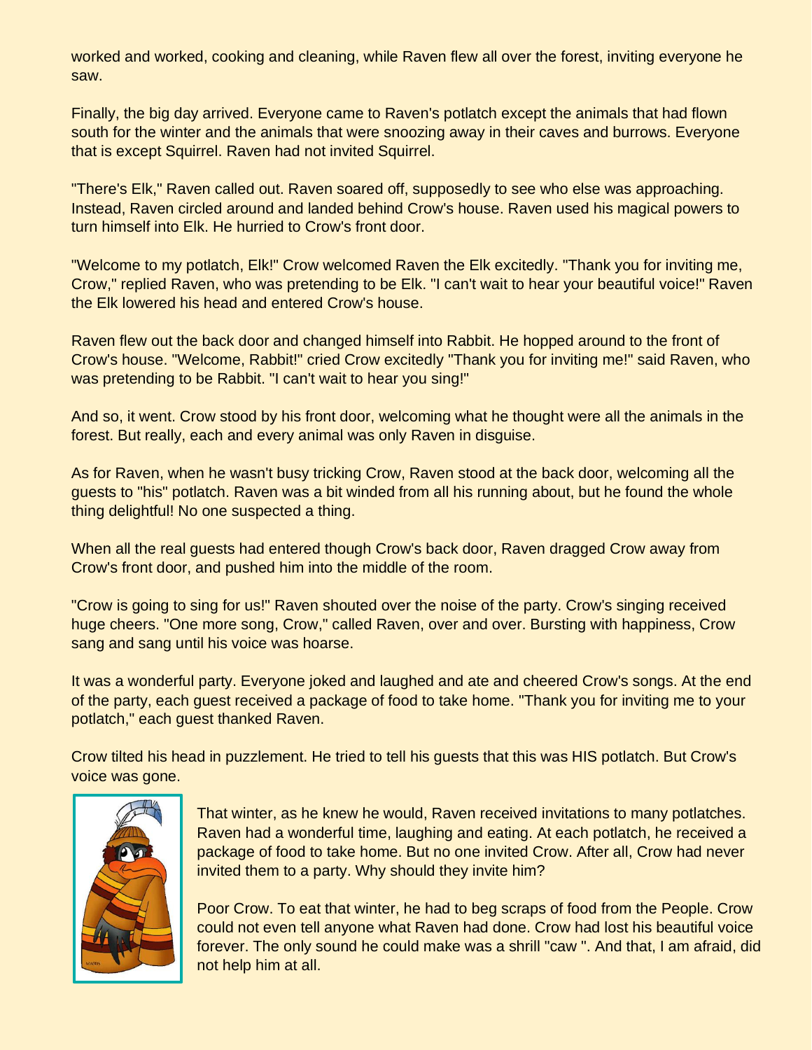worked and worked, cooking and cleaning, while Raven flew all over the forest, inviting everyone he saw.

Finally, the big day arrived. Everyone came to Raven's potlatch except the animals that had flown south for the winter and the animals that were snoozing away in their caves and burrows. Everyone that is except Squirrel. Raven had not invited Squirrel.

"There's Elk," Raven called out. Raven soared off, supposedly to see who else was approaching. Instead, Raven circled around and landed behind Crow's house. Raven used his magical powers to turn himself into Elk. He hurried to Crow's front door.

"Welcome to my potlatch, Elk!" Crow welcomed Raven the Elk excitedly. "Thank you for inviting me, Crow," replied Raven, who was pretending to be Elk. "I can't wait to hear your beautiful voice!" Raven the Elk lowered his head and entered Crow's house.

Raven flew out the back door and changed himself into Rabbit. He hopped around to the front of Crow's house. "Welcome, Rabbit!" cried Crow excitedly "Thank you for inviting me!" said Raven, who was pretending to be Rabbit. "I can't wait to hear you sing!"

And so, it went. Crow stood by his front door, welcoming what he thought were all the animals in the forest. But really, each and every animal was only Raven in disguise.

As for Raven, when he wasn't busy tricking Crow, Raven stood at the back door, welcoming all the guests to "his" potlatch. Raven was a bit winded from all his running about, but he found the whole thing delightful! No one suspected a thing.

When all the real guests had entered though Crow's back door, Raven dragged Crow away from Crow's front door, and pushed him into the middle of the room.

"Crow is going to sing for us!" Raven shouted over the noise of the party. Crow's singing received huge cheers. "One more song, Crow," called Raven, over and over. Bursting with happiness, Crow sang and sang until his voice was hoarse.

It was a wonderful party. Everyone joked and laughed and ate and cheered Crow's songs. At the end of the party, each guest received a package of food to take home. "Thank you for inviting me to your potlatch," each guest thanked Raven.

Crow tilted his head in puzzlement. He tried to tell his guests that this was HIS potlatch. But Crow's voice was gone.

That winter, as he knew he would, Raven received invitations to many potlatches. Raven had a wonderful time, laughing and eating. At each potlatch, he received a package of food to take home. But no one invited Crow. After all, Crow had never invited them to a party. Why should they invite him?

Poor Crow. To eat that winter, he had to beg scraps of food from the People. Crow could not even tell anyone what Raven had done. Crow had lost his beautiful voice forever. The only sound he could make was a shrill "caw ". And that, I am afraid, did not help him at all.